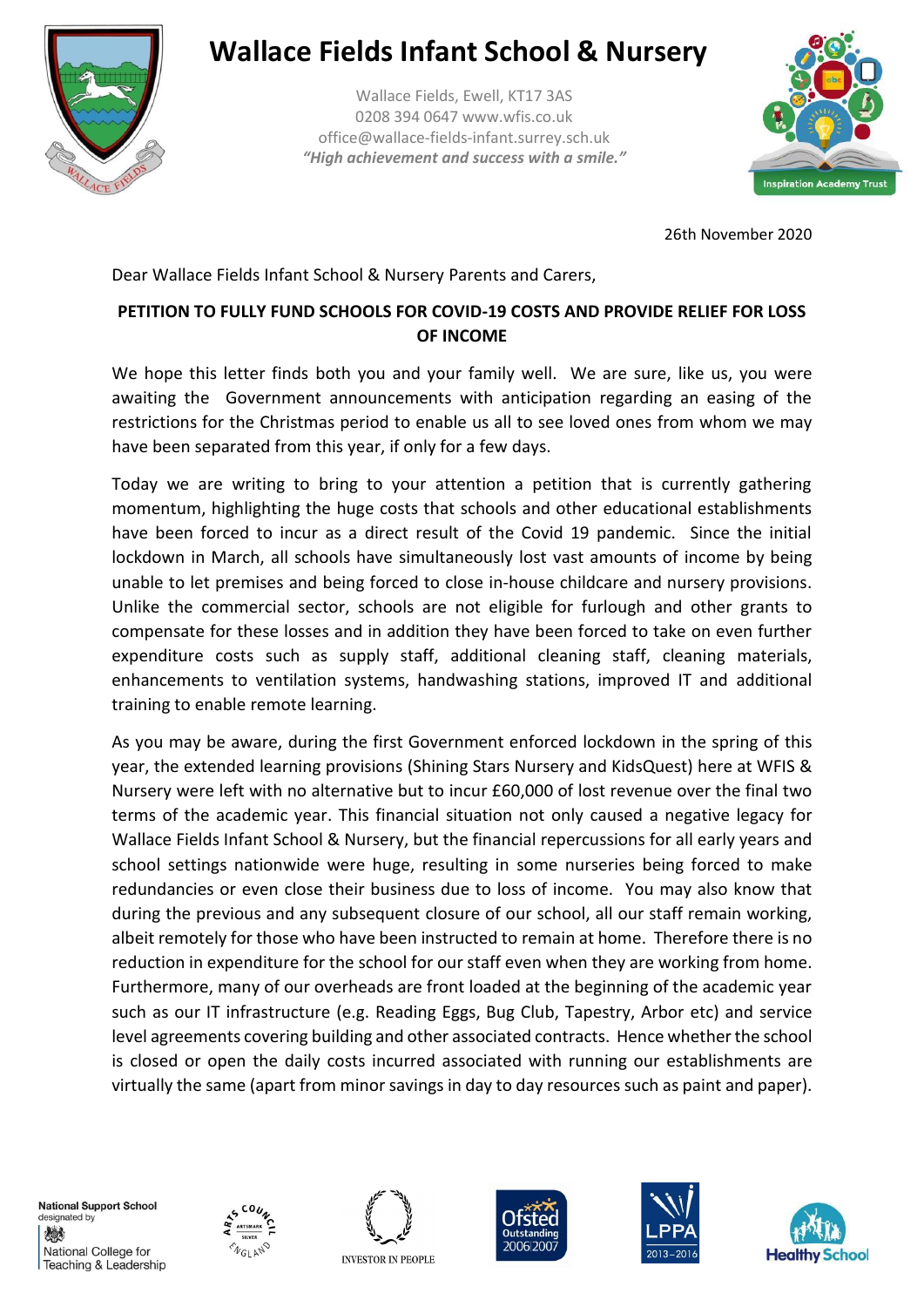# Wallace Fields Infant School & Nursery

Wallace Fields, Ewell, KT17 3AS
0208 394 0647 www.wfis.co.uk
office@wallace-fields-infant.surrey.sch.uk
*"High achievement and success with a smile."*

26th November 2020

Dear Wallace Fields Infant School & Nursery Parents and Carers,

**PETITION TO FULLY FUND SCHOOLS FOR COVID-19 COSTS AND PROVIDE RELIEF FOR LOSS OF INCOME**

We hope this letter finds both you and your family well. We are sure, like us, you were awaiting the Government announcements with anticipation regarding an easing of the restrictions for the Christmas period to enable us all to see loved ones from whom we may have been separated from this year, if only for a few days.

Today we are writing to bring to your attention a petition that is currently gathering momentum, highlighting the huge costs that schools and other educational establishments have been forced to incur as a direct result of the Covid 19 pandemic. Since the initial lockdown in March, all schools have simultaneously lost vast amounts of income by being unable to let premises and being forced to close in-house childcare and nursery provisions. Unlike the commercial sector, schools are not eligible for furlough and other grants to compensate for these losses and in addition they have been forced to take on even further expenditure costs such as supply staff, additional cleaning staff, cleaning materials, enhancements to ventilation systems, handwashing stations, improved IT and additional training to enable remote learning.

As you may be aware, during the first Government enforced lockdown in the spring of this year, the extended learning provisions (Shining Stars Nursery and KidsQuest) here at WFIS & Nursery were left with no alternative but to incur £60,000 of lost revenue over the final two terms of the academic year. This financial situation not only caused a negative legacy for Wallace Fields Infant School & Nursery, but the financial repercussions for all early years and school settings nationwide were huge, resulting in some nurseries being forced to make redundancies or even close their business due to loss of income. You may also know that during the previous and any subsequent closure of our school, all our staff remain working, albeit remotely for those who have been instructed to remain at home. Therefore there is no reduction in expenditure for the school for our staff even when they are working from home. Furthermore, many of our overheads are front loaded at the beginning of the academic year such as our IT infrastructure (e.g. Reading Eggs, Bug Club, Tapestry, Arbor etc) and service level agreements covering building and other associated contracts. Hence whether the school is closed or open the daily costs incurred associated with running our establishments are virtually the same (apart from minor savings in day to day resources such as paint and paper).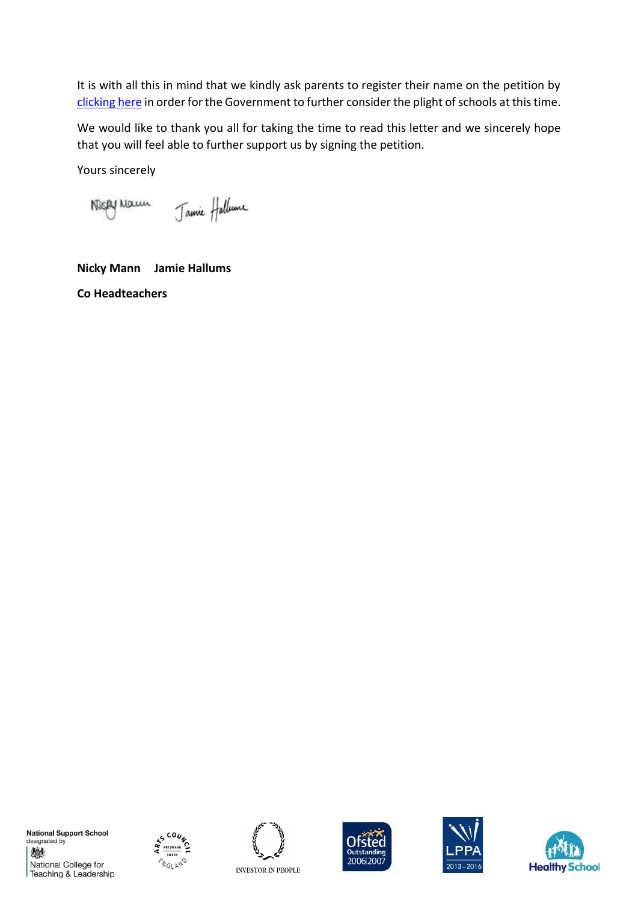It is with all this in mind that we kindly ask parents to register their name on the petition by clicking here in order for the Government to further consider the plight of schools at this time.

We would like to thank you all for taking the time to read this letter and we sincerely hope that you will feel able to further support us by signing the petition.

Yours sincerely

**Nicky Mann    Jamie Hallums**

**Co Headteachers**

National Support School
designated by
National College for Teaching & Leadership

Arts Council England Artsmark Silver

INVESTOR IN PEOPLE

Ofsted Outstanding 2006|2007

LPPA 2013–2016

Healthy School